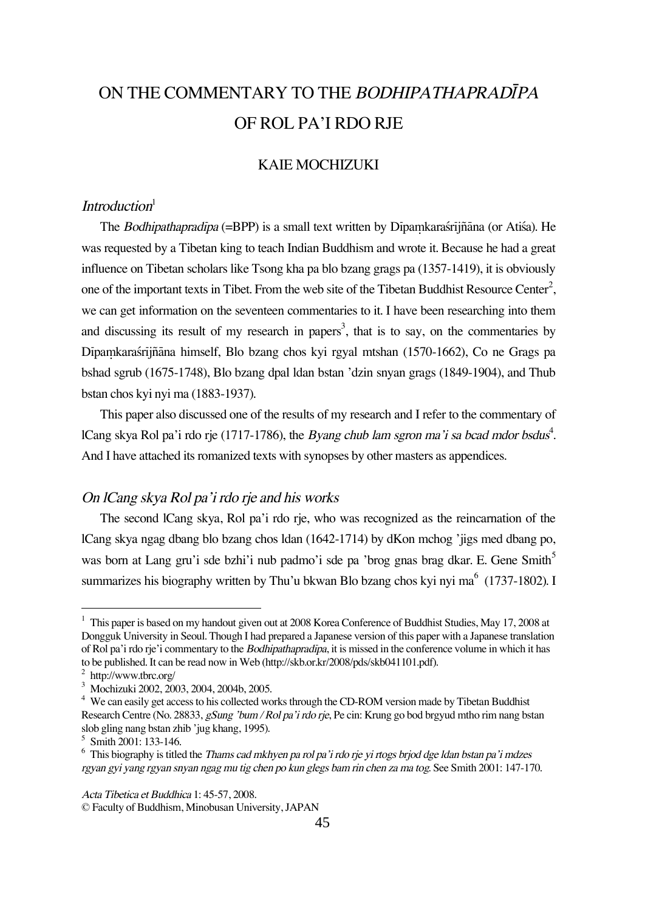# ON THE COMMENTARY TO THE *BODHIPATHAPRADĪPA* OF ROL PA'I RDO RJE

KAIE MOCHIZUKI

## *Introduction*[1]

The *Bodhipathapradīpa* (=BPP) is a small text written by Dīpaṃkaraśrījñāna (or Atiśa). He was requested by a Tibetan king to teach Indian Buddhism and wrote it. Because he had a great influence on Tibetan scholars like Tsong kha pa blo bzang grags pa (1357-1419), it is obviously one of the important texts in Tibet. From the web site of the Tibetan Buddhist Resource Center[2], we can get information on the seventeen commentaries to it. I have been researching into them and discussing its result of my research in papers[3], that is to say, on the commentaries by Dīpaṃkaraśrījñāna himself, Blo bzang chos kyi rgyal mtshan (1570-1662), Co ne Grags pa bshad sgrub (1675-1748), Blo bzang dpal ldan bstan 'dzin snyan grags (1849-1904), and Thub bstan chos kyi nyi ma (1883-1937).

This paper also discussed one of the results of my research and I refer to the commentary of lCang skya Rol pa'i rdo rje (1717-1786), the *Byang chub lam sgron ma'i sa bcad mdor bsdus*[4]. And I have attached its romanized texts with synopses by other masters as appendices.

## *On lCang skya Rol pa'i rdo rje and his works*

The second lCang skya, Rol pa'i rdo rje, who was recognized as the reincarnation of the lCang skya ngag dbang blo bzang chos ldan (1642-1714) by dKon mchog 'jigs med dbang po, was born at Lang gru'i sde bzhi'i nub padmo'i sde pa 'brog gnas brag dkar. E. Gene Smith[5] summarizes his biography written by Thu'u bkwan Blo bzang chos kyi nyi ma[6] (1737-1802). I

---

[1] This paper is based on my handout given out at 2008 Korea Conference of Buddhist Studies, May 17, 2008 at Dongguk University in Seoul. Though I had prepared a Japanese version of this paper with a Japanese translation of Rol pa'i rdo rje'i commentary to the *Bodhipathapradīpa*, it is missed in the conference volume in which it has to be published. It can be read now in Web (http://skb.or.kr/2008/pds/skb041101.pdf).

[2] http://www.tbrc.org/

[3] Mochizuki 2002, 2003, 2004, 2004b, 2005.

[4] We can easily get access to his collected works through the CD-ROM version made by Tibetan Buddhist Research Centre (No. 28833, *gSung 'bum / Rol pa'i rdo rje*, Pe cin: Krung go bod brgyud mtho rim nang bstan slob gling nang bstan zhib 'jug khang, 1995).

[5] Smith 2001: 133-146.

[6] This biography is titled the *Thams cad mkhyen pa rol pa'i rdo rje yi rtogs brjod dge ldan bstan pa'i mdzes rgyan gyi yang rgyan snyan ngag mu tig chen po kun glegs bam rin chen za ma tog*. See Smith 2001: 147-170.

*Acta Tibetica et Buddhica* 1: 45-57, 2008.

© Faculty of Buddhism, Minobusan University, JAPAN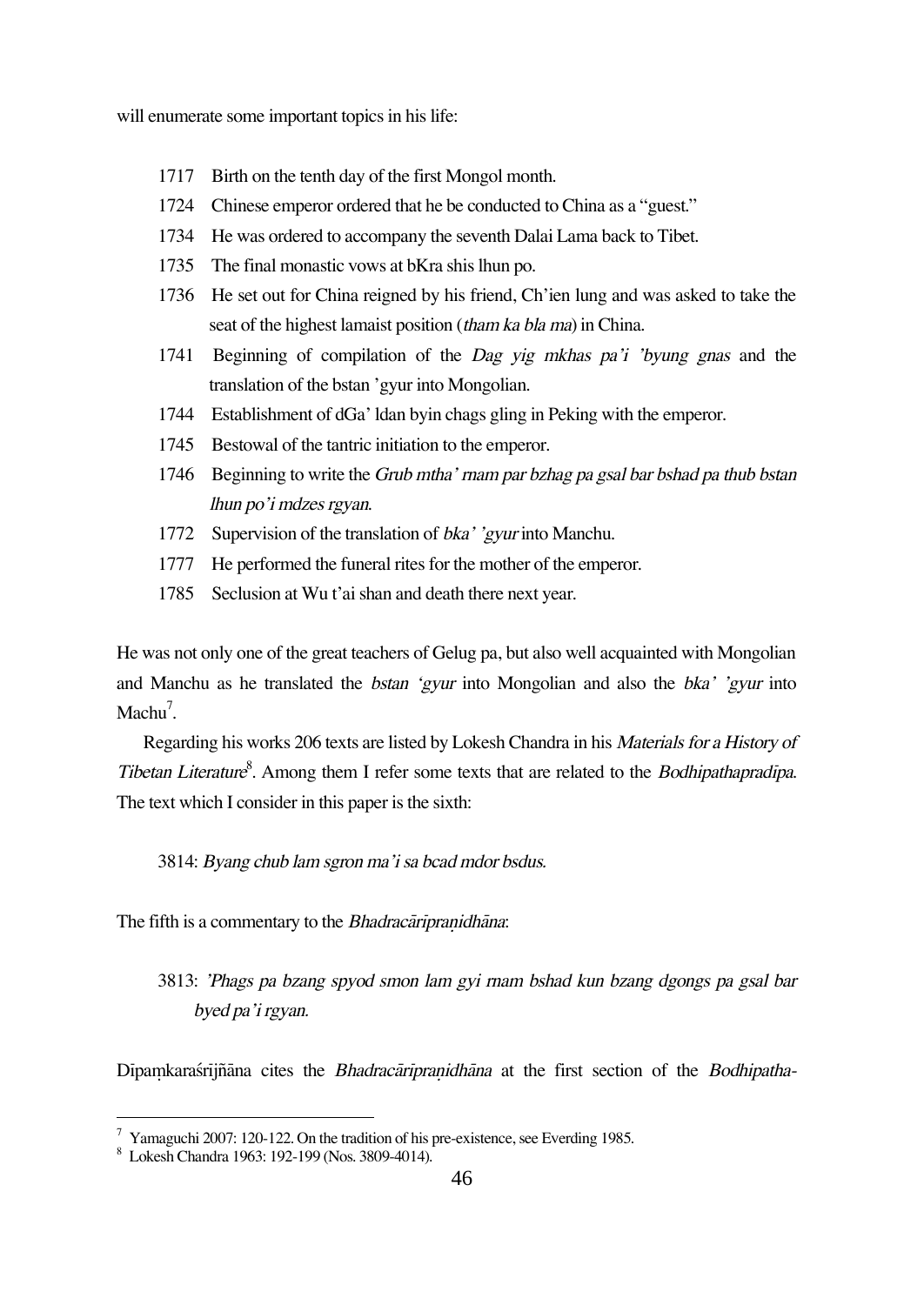will enumerate some important topics in his life:

1717 Birth on the tenth day of the first Mongol month.

1724 Chinese emperor ordered that he be conducted to China as a "guest."

1734 He was ordered to accompany the seventh Dalai Lama back to Tibet.

1735 The final monastic vows at bKra shis lhun po.

1736 He set out for China reigned by his friend, Ch'ien lung and was asked to take the seat of the highest lamaist position (*tham ka bla ma*) in China.

1741 Beginning of compilation of the *Dag yig mkhas pa'i 'byung gnas* and the translation of the bstan 'gyur into Mongolian.

1744 Establishment of dGa' ldan byin chags gling in Peking with the emperor.

1745 Bestowal of the tantric initiation to the emperor.

1746 Beginning to write the *Grub mtha' rnam par bzhag pa gsal bar bshad pa thub bstan lhun po'i mdzes rgyan*.

1772 Supervision of the translation of *bka' 'gyur* into Manchu.

1777 He performed the funeral rites for the mother of the emperor.

1785 Seclusion at Wu t'ai shan and death there next year.

He was not only one of the great teachers of Gelug pa, but also well acquainted with Mongolian and Manchu as he translated the *bstan 'gyur* into Mongolian and also the *bka' 'gyur* into Machu[7].

Regarding his works 206 texts are listed by Lokesh Chandra in his *Materials for a History of Tibetan Literature*[8]. Among them I refer some texts that are related to the *Bodhipathapradīpa*. The text which I consider in this paper is the sixth:

> 3814: *Byang chub lam sgron ma'i sa bcad mdor bsdus.*

The fifth is a commentary to the *Bhadracārīpraṇidhāna*:

> 3813: *'Phags pa bzang spyod smon lam gyi rnam bshad kun bzang dgongs pa gsal bar byed pa'i rgyan.*

Dīpaṃkaraśrījñāna cites the *Bhadracārīpraṇidhāna* at the first section of the *Bodhipatha-*

---

[7] Yamaguchi 2007: 120-122. On the tradition of his pre-existence, see Everding 1985.

[8] Lokesh Chandra 1963: 192-199 (Nos. 3809-4014).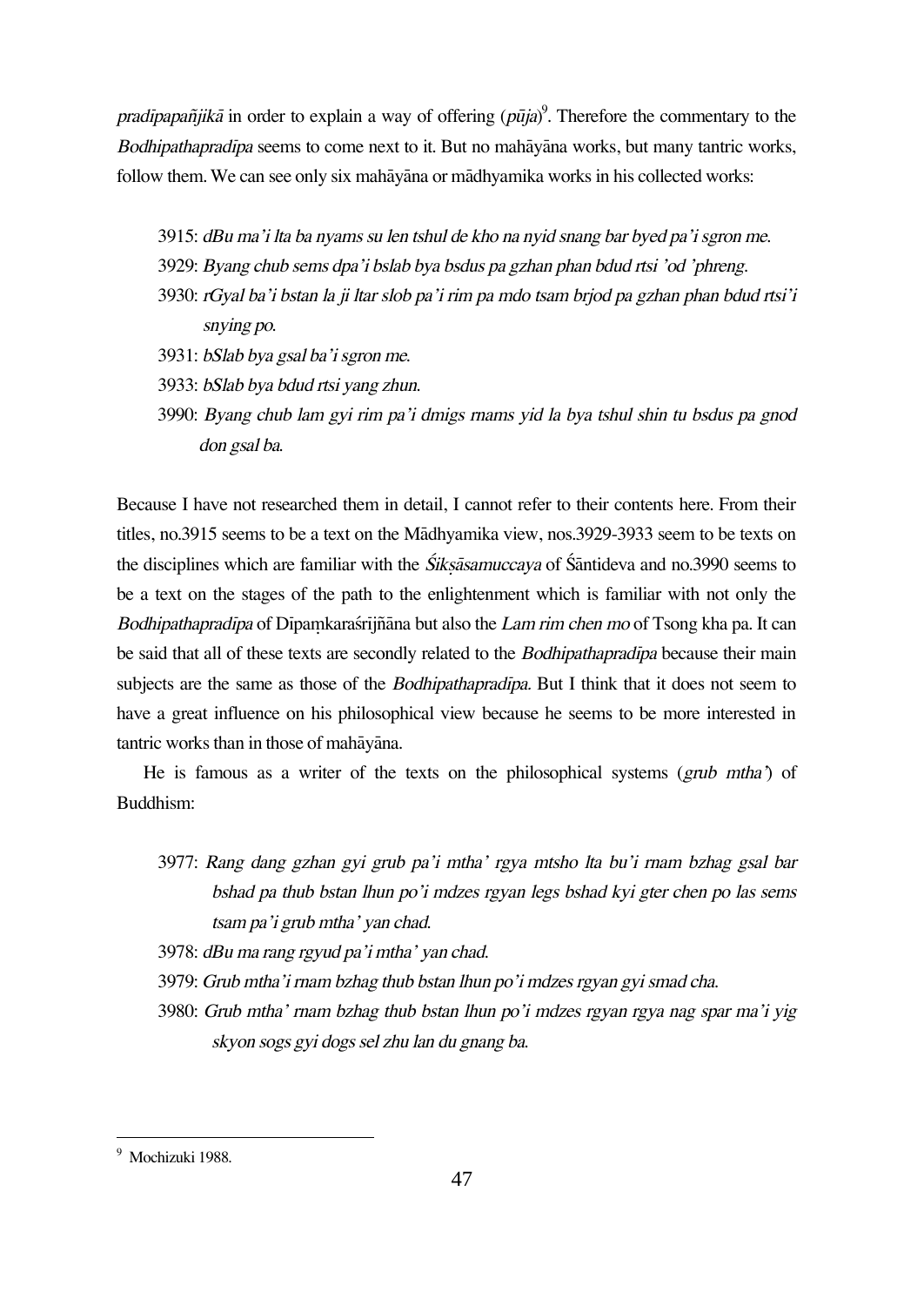*pradīpapañjikā* in order to explain a way of offering (*pūja*)[9]. Therefore the commentary to the *Bodhipathapradīpa* seems to come next to it. But no mahāyāna works, but many tantric works, follow them. We can see only six mahāyāna or mādhyamika works in his collected works:

3915: *dBu ma'i lta ba nyams su len tshul de kho na nyid snang bar byed pa'i sgron me.*
3929: *Byang chub sems dpa'i bslab bya bsdus pa gzhan phan bdud rtsi 'od 'phreng.*
3930: *rGyal ba'i bstan la ji ltar slob pa'i rim pa mdo tsam brjod pa gzhan phan bdud rtsi'i snying po.*
3931: *bSlab bya gsal ba'i sgron me.*
3933: *bSlab bya bdud rtsi yang zhun.*
3990: *Byang chub lam gyi rim pa'i dmigs rnams yid la bya tshul shin tu bsdus pa gnod don gsal ba.*

Because I have not researched them in detail, I cannot refer to their contents here. From their titles, no.3915 seems to be a text on the Mādhyamika view, nos.3929-3933 seem to be texts on the disciplines which are familiar with the *Śikṣāsamuccaya* of Śāntideva and no.3990 seems to be a text on the stages of the path to the enlightenment which is familiar with not only the *Bodhipathapradīpa* of Dīpaṃkaraśrījñāna but also the *Lam rim chen mo* of Tsong kha pa. It can be said that all of these texts are secondly related to the *Bodhipathapradīpa* because their main subjects are the same as those of the *Bodhipathapradīpa*. But I think that it does not seem to have a great influence on his philosophical view because he seems to be more interested in tantric works than in those of mahāyāna.

He is famous as a writer of the texts on the philosophical systems (*grub mtha'*) of Buddhism:

3977: *Rang dang gzhan gyi grub pa'i mtha' rgya mtsho lta bu'i rnam bzhag gsal bar bshad pa thub bstan lhun po'i mdzes rgyan legs bshad kyi gter chen po las sems tsam pa'i grub mtha' yan chad.*
3978: *dBu ma rang rgyud pa'i mtha' yan chad.*
3979: *Grub mtha'i rnam bzhag thub bstan lhun po'i mdzes rgyan gyi smad cha.*
3980: *Grub mtha' rnam bzhag thub bstan lhun po'i mdzes rgyan rgya nag spar ma'i yig skyon sogs gyi dogs sel zhu lan du gnang ba.*

[9] Mochizuki 1988.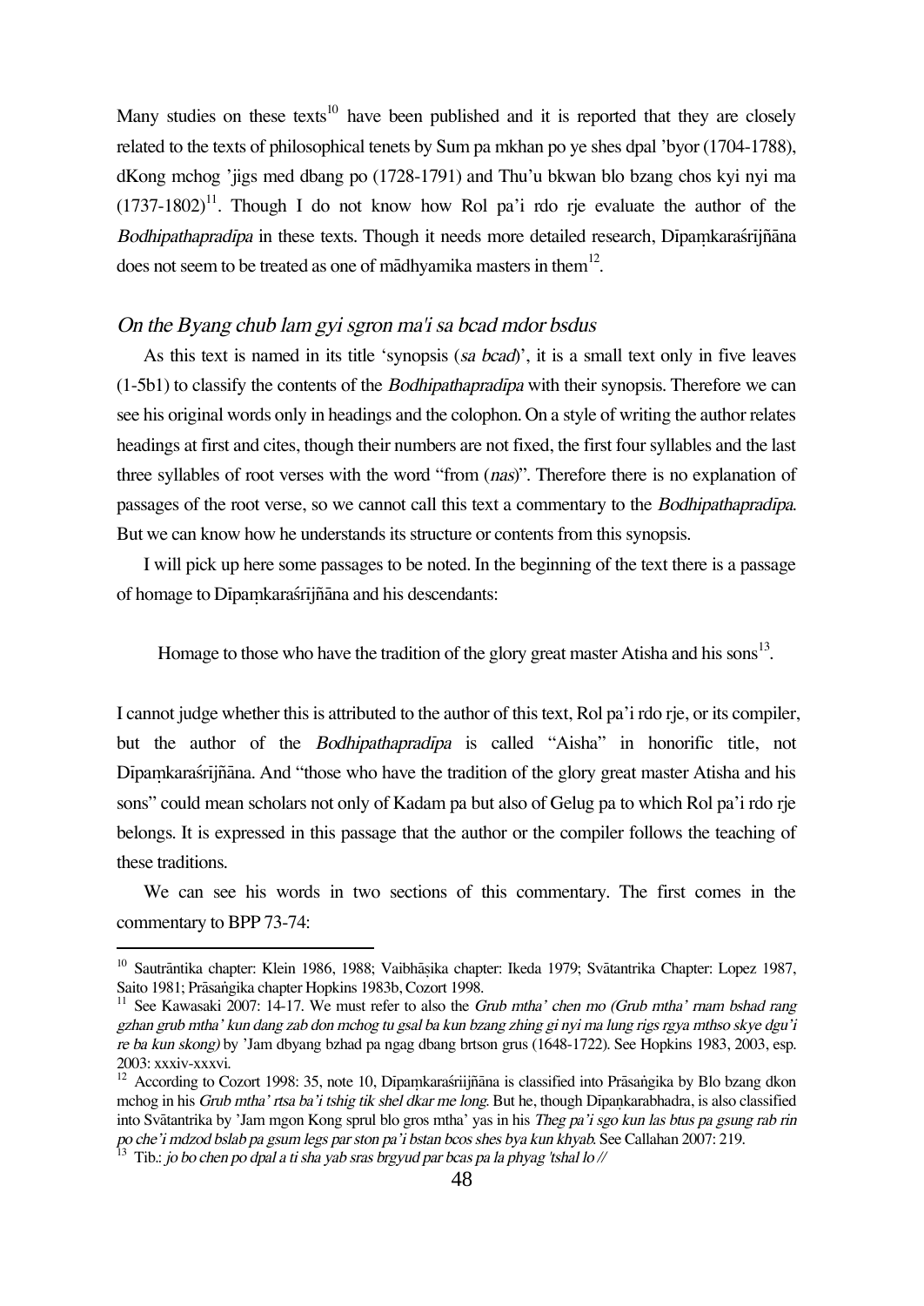Many studies on these texts[10] have been published and it is reported that they are closely related to the texts of philosophical tenets by Sum pa mkhan po ye shes dpal 'byor (1704-1788), dKong mchog 'jigs med dbang po (1728-1791) and Thu'u bkwan blo bzang chos kyi nyi ma (1737-1802)[11]. Though I do not know how Rol pa'i rdo rje evaluate the author of the *Bodhipathapradīpa* in these texts. Though it needs more detailed research, Dīpaṃkaraśrījñāna does not seem to be treated as one of mādhyamika masters in them[12].

### *On the Byang chub lam gyi sgron ma'i sa bcad mdor bsdus*

As this text is named in its title 'synopsis (*sa bcad*)', it is a small text only in five leaves (1-5b1) to classify the contents of the *Bodhipathapradīpa* with their synopsis. Therefore we can see his original words only in headings and the colophon. On a style of writing the author relates headings at first and cites, though their numbers are not fixed, the first four syllables and the last three syllables of root verses with the word "from (*nas*)". Therefore there is no explanation of passages of the root verse, so we cannot call this text a commentary to the *Bodhipathapradīpa*. But we can know how he understands its structure or contents from this synopsis.

I will pick up here some passages to be noted. In the beginning of the text there is a passage of homage to Dīpaṃkaraśrījñāna and his descendants:

> Homage to those who have the tradition of the glory great master Atisha and his sons[13].

I cannot judge whether this is attributed to the author of this text, Rol pa'i rdo rje, or its compiler, but the author of the *Bodhipathapradīpa* is called "Aisha" in honorific title, not Dīpaṃkaraśrījñāna. And "those who have the tradition of the glory great master Atisha and his sons" could mean scholars not only of Kadam pa but also of Gelug pa to which Rol pa'i rdo rje belongs. It is expressed in this passage that the author or the compiler follows the teaching of these traditions.

We can see his words in two sections of this commentary. The first comes in the commentary to BPP 73-74:

---

[10] Sautrāntika chapter: Klein 1986, 1988; Vaibhāṣika chapter: Ikeda 1979; Svātantrika Chapter: Lopez 1987, Saito 1981; Prāsaṅgika chapter Hopkins 1983b, Cozort 1998.

[11] See Kawasaki 2007: 14-17. We must refer to also the *Grub mtha' chen mo (Grub mtha' rnam bshad rang gzhan grub mtha' kun dang zab don mchog tu gsal ba kun bzang zhing gi nyi ma lung rigs rgya mthso skye dgu'i re ba kun skong)* by 'Jam dbyang bzhad pa ngag dbang brtson grus (1648-1722). See Hopkins 1983, 2003, esp. 2003: xxxiv-xxxvi.

[12] According to Cozort 1998: 35, note 10, Dīpaṃkaraśriijñāna is classified into Prāsaṅgika by Blo bzang dkon mchog in his *Grub mtha' rtsa ba'i tshig tik shel dkar me long*. But he, though Dīpaṇkarabhadra, is also classified into Svātantrika by 'Jam mgon Kong sprul blo gros mtha' yas in his *Theg pa'i sgo kun las btus pa gsung rab rin po che'i mdzod bslab pa gsum legs par ston pa'i bstan bcos shes bya kun khyab*. See Callahan 2007: 219.

[13] Tib.: *jo bo chen po dpal a ti sha yab sras brgyud par bcas pa la phyag 'tshal lo //*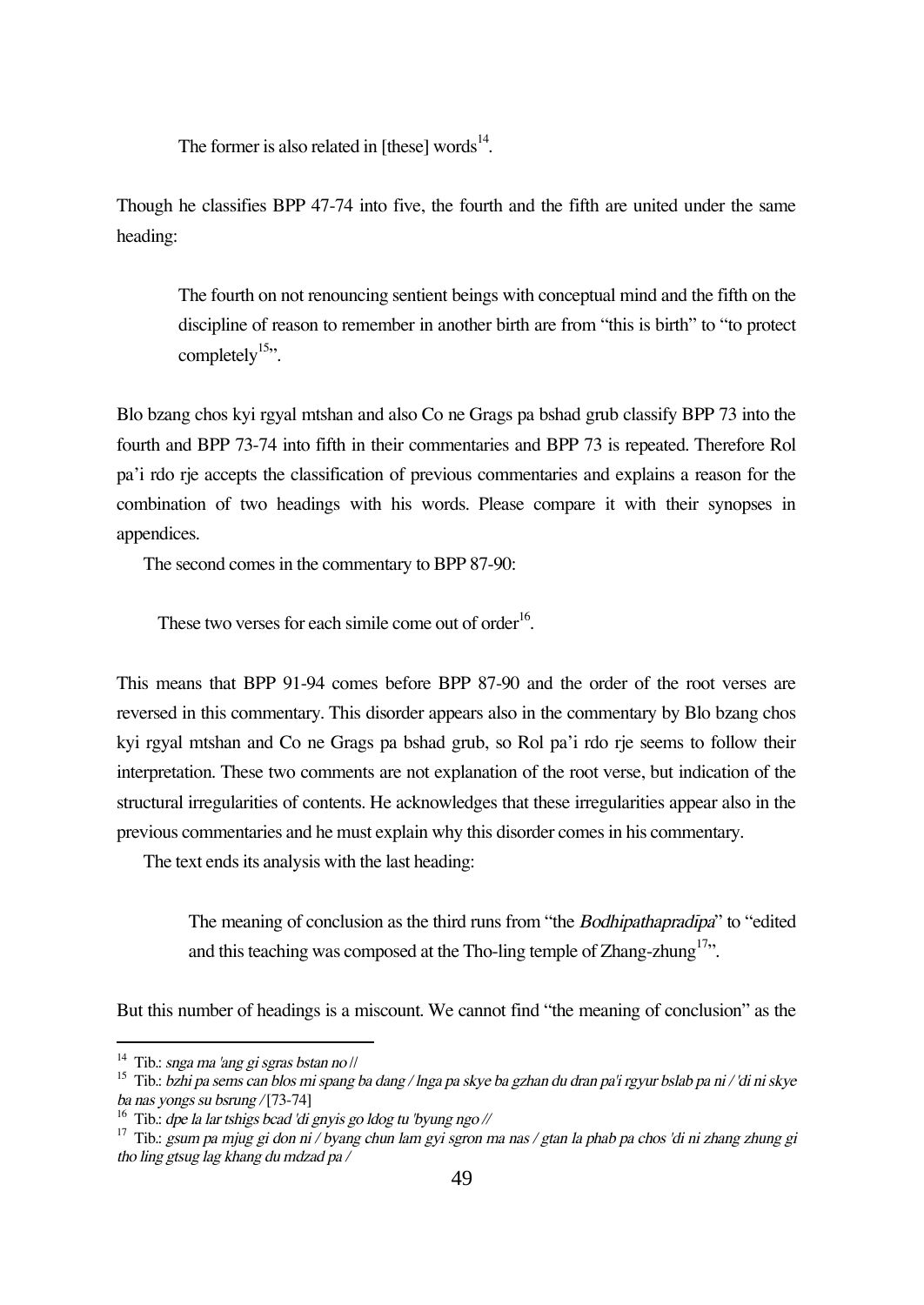The former is also related in [these] words[14].

Though he classifies BPP 47-74 into five, the fourth and the fifth are united under the same heading:

> The fourth on not renouncing sentient beings with conceptual mind and the fifth on the discipline of reason to remember in another birth are from "this is birth" to "to protect completely[15]".

Blo bzang chos kyi rgyal mtshan and also Co ne Grags pa bshad grub classify BPP 73 into the fourth and BPP 73-74 into fifth in their commentaries and BPP 73 is repeated. Therefore Rol pa'i rdo rje accepts the classification of previous commentaries and explains a reason for the combination of two headings with his words. Please compare it with their synopses in appendices.

The second comes in the commentary to BPP 87-90:

> These two verses for each simile come out of order[16].

This means that BPP 91-94 comes before BPP 87-90 and the order of the root verses are reversed in this commentary. This disorder appears also in the commentary by Blo bzang chos kyi rgyal mtshan and Co ne Grags pa bshad grub, so Rol pa'i rdo rje seems to follow their interpretation. These two comments are not explanation of the root verse, but indication of the structural irregularities of contents. He acknowledges that these irregularities appear also in the previous commentaries and he must explain why this disorder comes in his commentary.

The text ends its analysis with the last heading:

> The meaning of conclusion as the third runs from "the *Bodhipathapradīpa*" to "edited and this teaching was composed at the Tho-ling temple of Zhang-zhung[17]".

But this number of headings is a miscount. We cannot find "the meaning of conclusion" as the

---

[14] Tib.: *snga ma 'ang gi sgras bstan no //*

[15] Tib.: *bzhi pa sems can blos mi spang ba dang / lnga pa skye ba gzhan du dran pa'i rgyur bslab pa ni / 'di ni skye ba nas yongs su bsrung /* [73-74]

[16] Tib.: *dpe la lar tshigs bcad 'di gnyis go ldog tu 'byung ngo //*

[17] Tib.: *gsum pa mjug gi don ni / byang chun lam gyi sgron ma nas / gtan la phab pa chos 'di ni zhang zhung gi tho ling gtsug lag khang du mdzad pa /*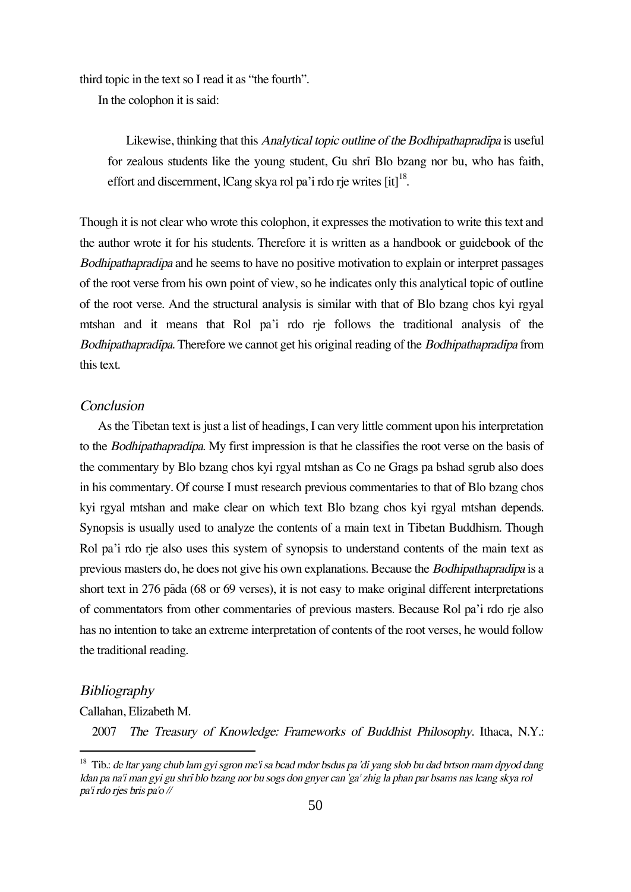third topic in the text so I read it as "the fourth".

In the colophon it is said:

> Likewise, thinking that this *Analytical topic outline of the Bodhipathapradīpa* is useful for zealous students like the young student, Gu shrī Blo bzang nor bu, who has faith, effort and discernment, lCang skya rol pa'i rdo rje writes [it][18].

Though it is not clear who wrote this colophon, it expresses the motivation to write this text and the author wrote it for his students. Therefore it is written as a handbook or guidebook of the *Bodhipathapradīpa* and he seems to have no positive motivation to explain or interpret passages of the root verse from his own point of view, so he indicates only this analytical topic of outline of the root verse. And the structural analysis is similar with that of Blo bzang chos kyi rgyal mtshan and it means that Rol pa'i rdo rje follows the traditional analysis of the *Bodhipathapradīpa*. Therefore we cannot get his original reading of the *Bodhipathapradīpa* from this text.

## *Conclusion*

As the Tibetan text is just a list of headings, I can very little comment upon his interpretation to the *Bodhipathapradīpa*. My first impression is that he classifies the root verse on the basis of the commentary by Blo bzang chos kyi rgyal mtshan as Co ne Grags pa bshad sgrub also does in his commentary. Of course I must research previous commentaries to that of Blo bzang chos kyi rgyal mtshan and make clear on which text Blo bzang chos kyi rgyal mtshan depends. Synopsis is usually used to analyze the contents of a main text in Tibetan Buddhism. Though Rol pa'i rdo rje also uses this system of synopsis to understand contents of the main text as previous masters do, he does not give his own explanations. Because the *Bodhipathapradīpa* is a short text in 276 pāda (68 or 69 verses), it is not easy to make original different interpretations of commentators from other commentaries of previous masters. Because Rol pa'i rdo rje also has no intention to take an extreme interpretation of contents of the root verses, he would follow the traditional reading.

## *Bibliography*

Callahan, Elizabeth M.

2007 *The Treasury of Knowledge: Frameworks of Buddhist Philosophy*. Ithaca, N.Y.:

---

[18] Tib.: *de ltar yang chub lam gyi sgron me'i sa bcad mdor bsdus pa 'di yang slob bu dad brtson rnam dpyod dang ldan pa na'i man gyi gu shrī blo bzang nor bu sogs don gnyer can 'ga' zhig la phan par bsams nas lcang skya rol pa'i rdo rjes bris pa'o //*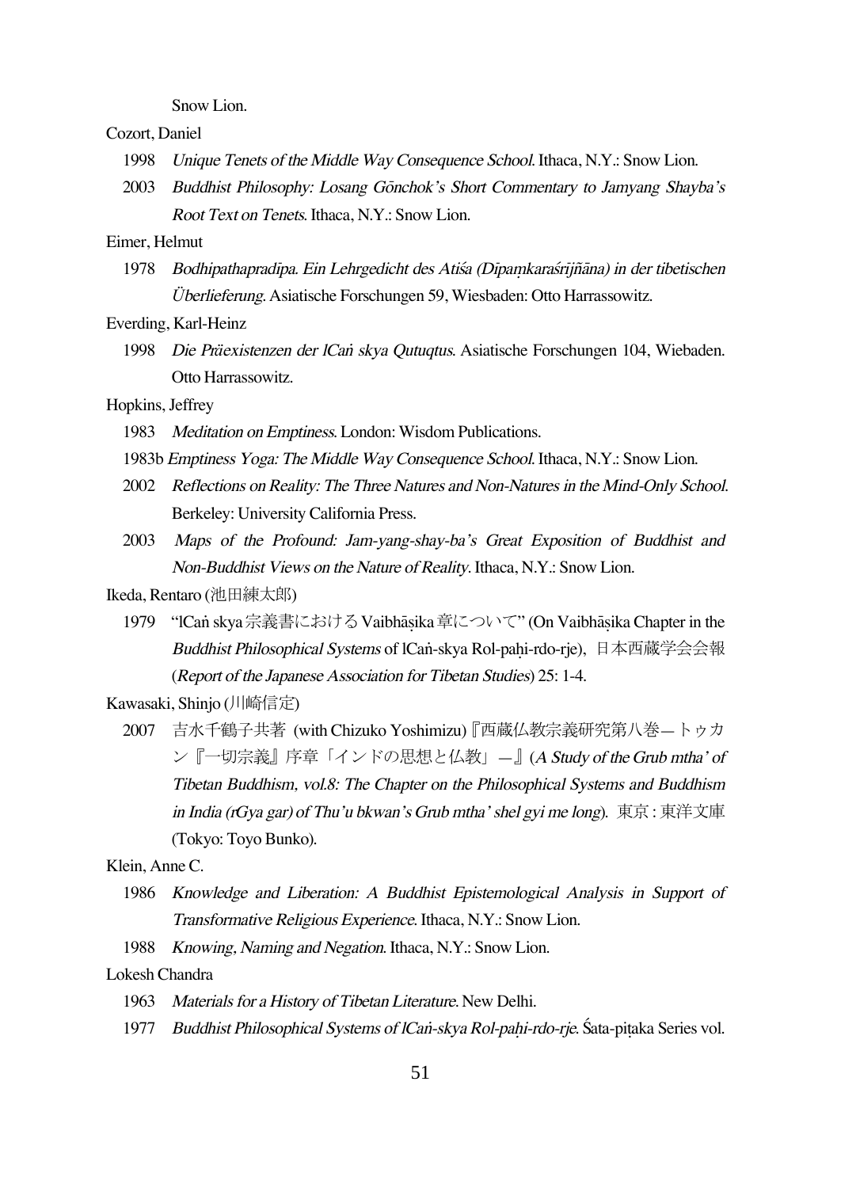Snow Lion.

Cozort, Daniel

1998 *Unique Tenets of the Middle Way Consequence School*. Ithaca, N.Y.: Snow Lion.

2003 *Buddhist Philosophy: Losang Gōnchok's Short Commentary to Jamyang Shayba's Root Text on Tenets*. Ithaca, N.Y.: Snow Lion.

Eimer, Helmut

1978 *Bodhipathapradīpa. Ein Lehrgedicht des Atiśa (Dīpaṃkaraśrījñāna) in der tibetischen Überlieferung*. Asiatische Forschungen 59, Wiesbaden: Otto Harrassowitz.

Everding, Karl-Heinz

1998 *Die Präexistenzen der lCaṅ skya Qutuqtus*. Asiatische Forschungen 104, Wiebaden. Otto Harrassowitz.

Hopkins, Jeffrey

1983 *Meditation on Emptiness*. London: Wisdom Publications.

1983b *Emptiness Yoga: The Middle Way Consequence School*. Ithaca, N.Y.: Snow Lion.

2002 *Reflections on Reality: The Three Natures and Non-Natures in the Mind-Only School*. Berkeley: University California Press.

2003 *Maps of the Profound: Jam-yang-shay-ba's Great Exposition of Buddhist and Non-Buddhist Views on the Nature of Reality*. Ithaca, N.Y.: Snow Lion.

Ikeda, Rentaro (池田練太郎)

1979 "lCaṅ skya 宗義書における Vaibhāṣika 章について" (On Vaibhāṣika Chapter in the *Buddhist Philosophical Systems* of lCaṅ-skya Rol-paḥi-rdo-rje), 日本西蔵学会会報 (*Report of the Japanese Association for Tibetan Studies*) 25: 1-4.

Kawasaki, Shinjo (川崎信定)

2007 吉水千鶴子共著 (with Chizuko Yoshimizu)『西蔵仏教宗義研究第八巻—トゥカン『一切宗義』序章「インドの思想と仏教」—』(*A Study of the Grub mtha' of Tibetan Buddhism, vol.8: The Chapter on the Philosophical Systems and Buddhism in India (rGya gar) of Thu'u bkwan's Grub mtha' shel gyi me long*). 東京 : 東洋文庫 (Tokyo: Toyo Bunko).

Klein, Anne C.

1986 *Knowledge and Liberation: A Buddhist Epistemological Analysis in Support of Transformative Religious Experience*. Ithaca, N.Y.: Snow Lion.

1988 *Knowing, Naming and Negation*. Ithaca, N.Y.: Snow Lion.

Lokesh Chandra

1963 *Materials for a History of Tibetan Literature*. New Delhi.

1977 *Buddhist Philosophical Systems of lCaṅ-skya Rol-paḥi-rdo-rje*. Śata-piṭaka Series vol.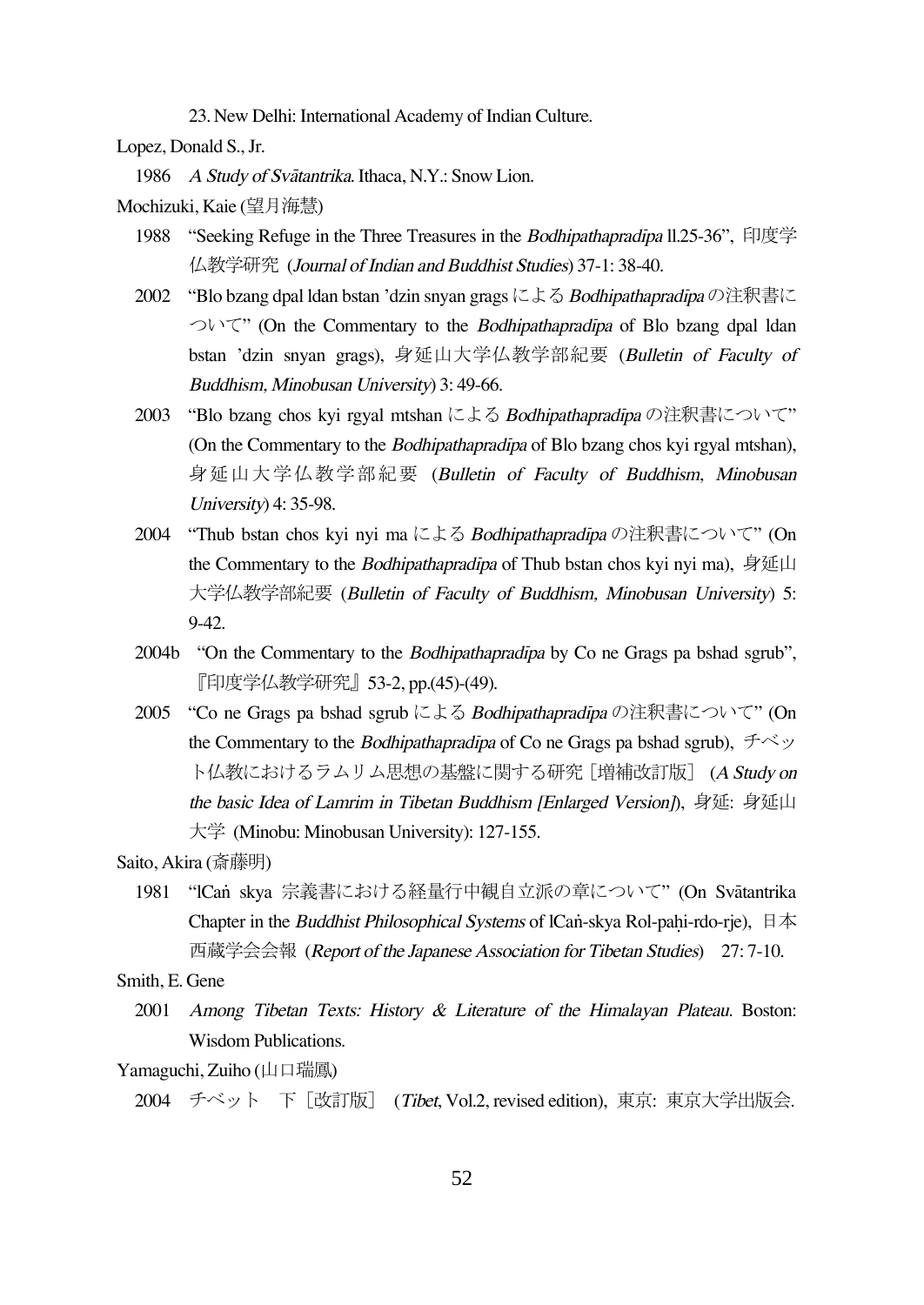23. New Delhi: International Academy of Indian Culture.

Lopez, Donald S., Jr.

1986 *A Study of Svātantrika*. Ithaca, N.Y.: Snow Lion.

Mochizuki, Kaie (望月海慧)

1988 "Seeking Refuge in the Three Treasures in the *Bodhipathapradīpa* ll.25-36", 印度学仏教学研究 (*Journal of Indian and Buddhist Studies*) 37-1: 38-40.

2002 "Blo bzang dpal ldan bstan 'dzin snyan grags による *Bodhipathapradīpa* の注釈書について" (On the Commentary to the *Bodhipathapradīpa* of Blo bzang dpal ldan bstan 'dzin snyan grags), 身延山大学仏教学部紀要 (*Bulletin of Faculty of Buddhism, Minobusan University*) 3: 49-66.

2003 "Blo bzang chos kyi rgyal mtshan による *Bodhipathapradīpa* の注釈書について" (On the Commentary to the *Bodhipathapradīpa* of Blo bzang chos kyi rgyal mtshan), 身延山大学仏教学部紀要 (*Bulletin of Faculty of Buddhism, Minobusan University*) 4: 35-98.

2004 "Thub bstan chos kyi nyi ma による *Bodhipathapradīpa* の注釈書について" (On the Commentary to the *Bodhipathapradīpa* of Thub bstan chos kyi nyi ma), 身延山大学仏教学部紀要 (*Bulletin of Faculty of Buddhism, Minobusan University*) 5: 9-42.

2004b "On the Commentary to the *Bodhipathapradīpa* by Co ne Grags pa bshad sgrub", 『印度学仏教学研究』53-2, pp.(45)-(49).

2005 "Co ne Grags pa bshad sgrub による *Bodhipathapradīpa* の注釈書について" (On the Commentary to the *Bodhipathapradīpa* of Co ne Grags pa bshad sgrub), チベット仏教におけるラムリム思想の基盤に関する研究［増補改訂版］ (*A Study on the basic Idea of Lamrim in Tibetan Buddhism [Enlarged Version]*), 身延: 身延山大学 (Minobu: Minobusan University): 127-155.

Saito, Akira (斎藤明)

1981 "lCaṅ skya 宗義書における経量行中観自立派の章について" (On Svātantrika Chapter in the *Buddhist Philosophical Systems* of lCaṅ-skya Rol-paḥi-rdo-rje), 日本西蔵学会会報 (*Report of the Japanese Association for Tibetan Studies*) 27: 7-10.

Smith, E. Gene

2001 *Among Tibetan Texts: History & Literature of the Himalayan Plateau*. Boston: Wisdom Publications.

Yamaguchi, Zuiho (山口瑞鳳)

2004 チベット 下［改訂版］ (*Tibet*, Vol.2, revised edition), 東京: 東京大学出版会.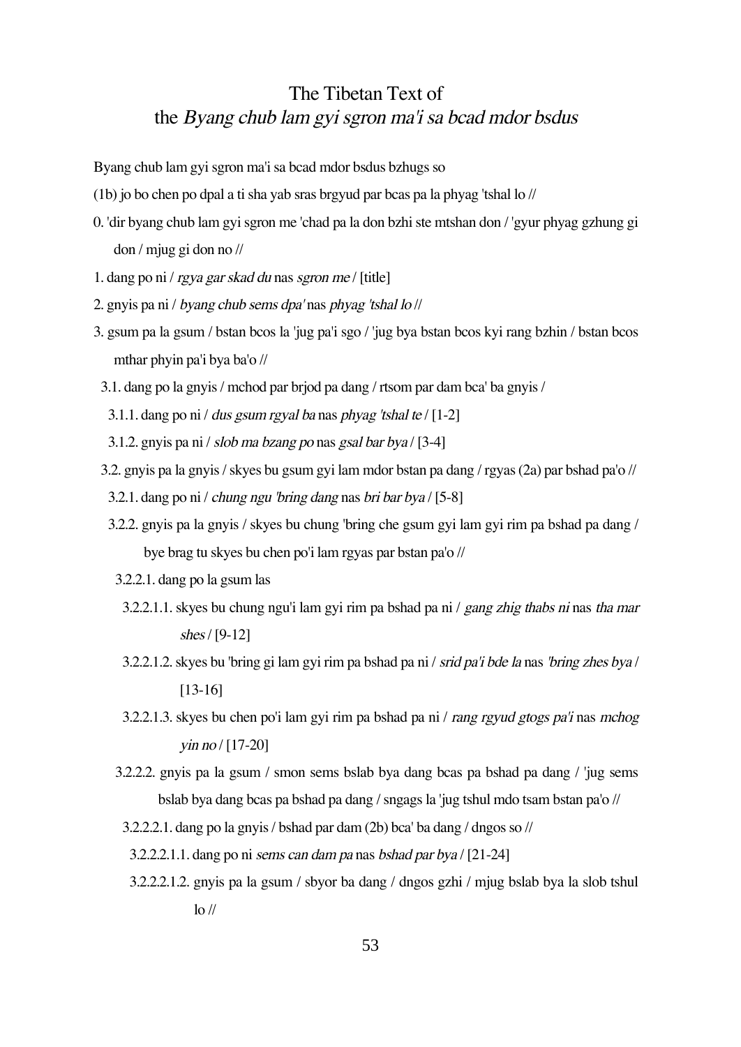# The Tibetan Text of the *Byang chub lam gyi sgron ma'i sa bcad mdor bsdus*

Byang chub lam gyi sgron ma'i sa bcad mdor bsdus bzhugs so

(1b) jo bo chen po dpal a ti sha yab sras brgyud par bcas pa la phyag 'tshal lo //

0. 'dir byang chub lam gyi sgron me 'chad pa la don bzhi ste mtshan don / 'gyur phyag gzhung gi don / mjug gi don no //

1. dang po ni / *rgya gar skad du* nas *sgron me* / [title]

2. gnyis pa ni / *byang chub sems dpa'* nas *phyag 'tshal lo* //

3. gsum pa la gsum / bstan bcos la 'jug pa'i sgo / 'jug bya bstan bcos kyi rang bzhin / bstan bcos mthar phyin pa'i bya ba'o //

3.1. dang po la gnyis / mchod par brjod pa dang / rtsom par dam bca' ba gnyis /

3.1.1. dang po ni / *dus gsum rgyal ba* nas *phyag 'tshal te* / [1-2]

3.1.2. gnyis pa ni / *slob ma bzang po* nas *gsal bar bya* / [3-4]

3.2. gnyis pa la gnyis / skyes bu gsum gyi lam mdor bstan pa dang / rgyas (2a) par bshad pa'o //

3.2.1. dang po ni / *chung ngu 'bring dang* nas *bri bar bya* / [5-8]

3.2.2. gnyis pa la gnyis / skyes bu chung 'bring che gsum gyi lam gyi rim pa bshad pa dang / bye brag tu skyes bu chen po'i lam rgyas par bstan pa'o //

3.2.2.1. dang po la gsum las

3.2.2.1.1. skyes bu chung ngu'i lam gyi rim pa bshad pa ni / *gang zhig thabs ni* nas *tha mar shes* / [9-12]

3.2.2.1.2. skyes bu 'bring gi lam gyi rim pa bshad pa ni / *srid pa'i bde la* nas *'bring zhes bya* / [13-16]

3.2.2.1.3. skyes bu chen po'i lam gyi rim pa bshad pa ni / *rang rgyud gtogs pa'i* nas *mchog yin no* / [17-20]

3.2.2.2. gnyis pa la gsum / smon sems bslab bya dang bcas pa bshad pa dang / 'jug sems bslab bya dang bcas pa bshad pa dang / sngags la 'jug tshul mdo tsam bstan pa'o //

3.2.2.2.1. dang po la gnyis / bshad par dam (2b) bca' ba dang / dngos so //

3.2.2.2.1.1. dang po ni *sems can dam pa* nas *bshad par bya* / [21-24]

3.2.2.2.1.2. gnyis pa la gsum / sbyor ba dang / dngos gzhi / mjug bslab bya la slob tshul lo //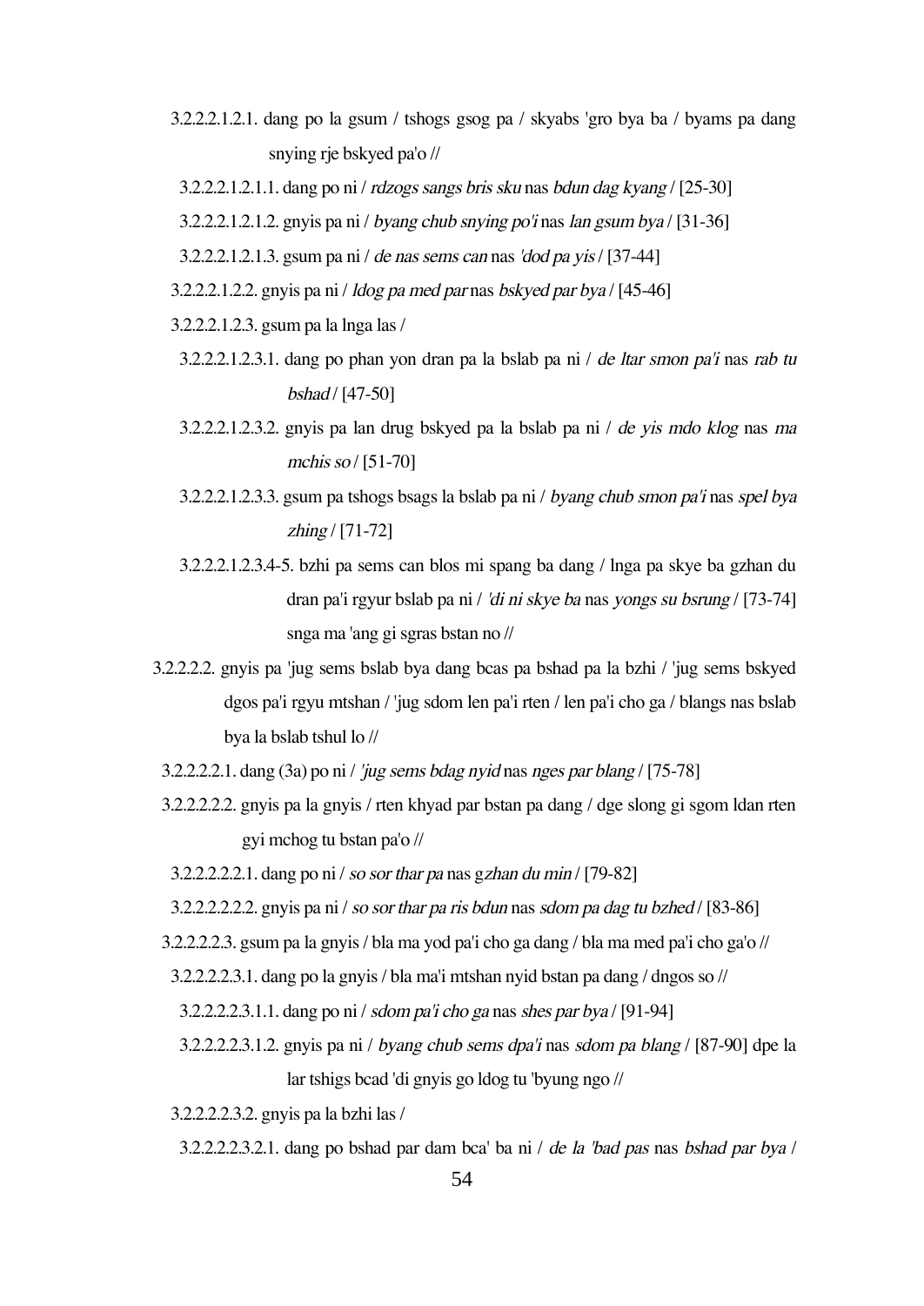3.2.2.2.1.2.1. dang po la gsum / tshogs gsog pa / skyabs 'gro bya ba / byams pa dang snying rje bskyed pa'o //

3.2.2.2.1.2.1.1. dang po ni / *rdzogs sangs bris sku* nas *bdun dag kyang* / [25-30]

3.2.2.2.1.2.1.2. gnyis pa ni / *byang chub snying po'i* nas *lan gsum bya* / [31-36]

3.2.2.2.1.2.1.3. gsum pa ni / *de nas sems can* nas *'dod pa yis* / [37-44]

3.2.2.2.1.2.2. gnyis pa ni / *ldog pa med par* nas *bskyed par bya* / [45-46]

3.2.2.2.1.2.3. gsum pa la lnga las /

3.2.2.2.1.2.3.1. dang po phan yon dran pa la bslab pa ni / *de ltar smon pa'i* nas *rab tu bshad* / [47-50]

3.2.2.2.1.2.3.2. gnyis pa lan drug bskyed pa la bslab pa ni / *de yis mdo klog* nas *ma mchis so* / [51-70]

3.2.2.2.1.2.3.3. gsum pa tshogs bsags la bslab pa ni / *byang chub smon pa'i* nas *spel bya zhing* / [71-72]

3.2.2.2.1.2.3.4-5. bzhi pa sems can blos mi spang ba dang / lnga pa skye ba gzhan du dran pa'i rgyur bslab pa ni / *'di ni skye ba* nas *yongs su bsrung* / [73-74] snga ma 'ang gi sgras bstan no //

3.2.2.2.2. gnyis pa 'jug sems bslab bya dang bcas pa bshad pa la bzhi / 'jug sems bskyed dgos pa'i rgyu mtshan / 'jug sdom len pa'i rten / len pa'i cho ga / blangs nas bslab bya la bslab tshul lo //

3.2.2.2.2.1. dang (3a) po ni / *'jug sems bdag nyid* nas *nges par blang* / [75-78]

3.2.2.2.2.2. gnyis pa la gnyis / rten khyad par bstan pa dang / dge slong gi sgom ldan rten gyi mchog tu bstan pa'o //

3.2.2.2.2.2.1. dang po ni / *so sor thar pa* nas *gzhan du min* / [79-82]

3.2.2.2.2.2.2. gnyis pa ni / *so sor thar pa ris bdun* nas *sdom pa dag tu bzhed* / [83-86]

3.2.2.2.2.3. gsum pa la gnyis / bla ma yod pa'i cho ga dang / bla ma med pa'i cho ga'o //

3.2.2.2.2.3.1. dang po la gnyis / bla ma'i mtshan nyid bstan pa dang / dngos so //

3.2.2.2.2.3.1.1. dang po ni / *sdom pa'i cho ga* nas *shes par bya* / [91-94]

3.2.2.2.2.3.1.2. gnyis pa ni / *byang chub sems dpa'i* nas *sdom pa blang* / [87-90] dpe la lar tshigs bcad 'di gnyis go ldog tu 'byung ngo //

3.2.2.2.2.3.2. gnyis pa la bzhi las /

3.2.2.2.2.3.2.1. dang po bshad par dam bca' ba ni / *de la 'bad pas* nas *bshad par bya* /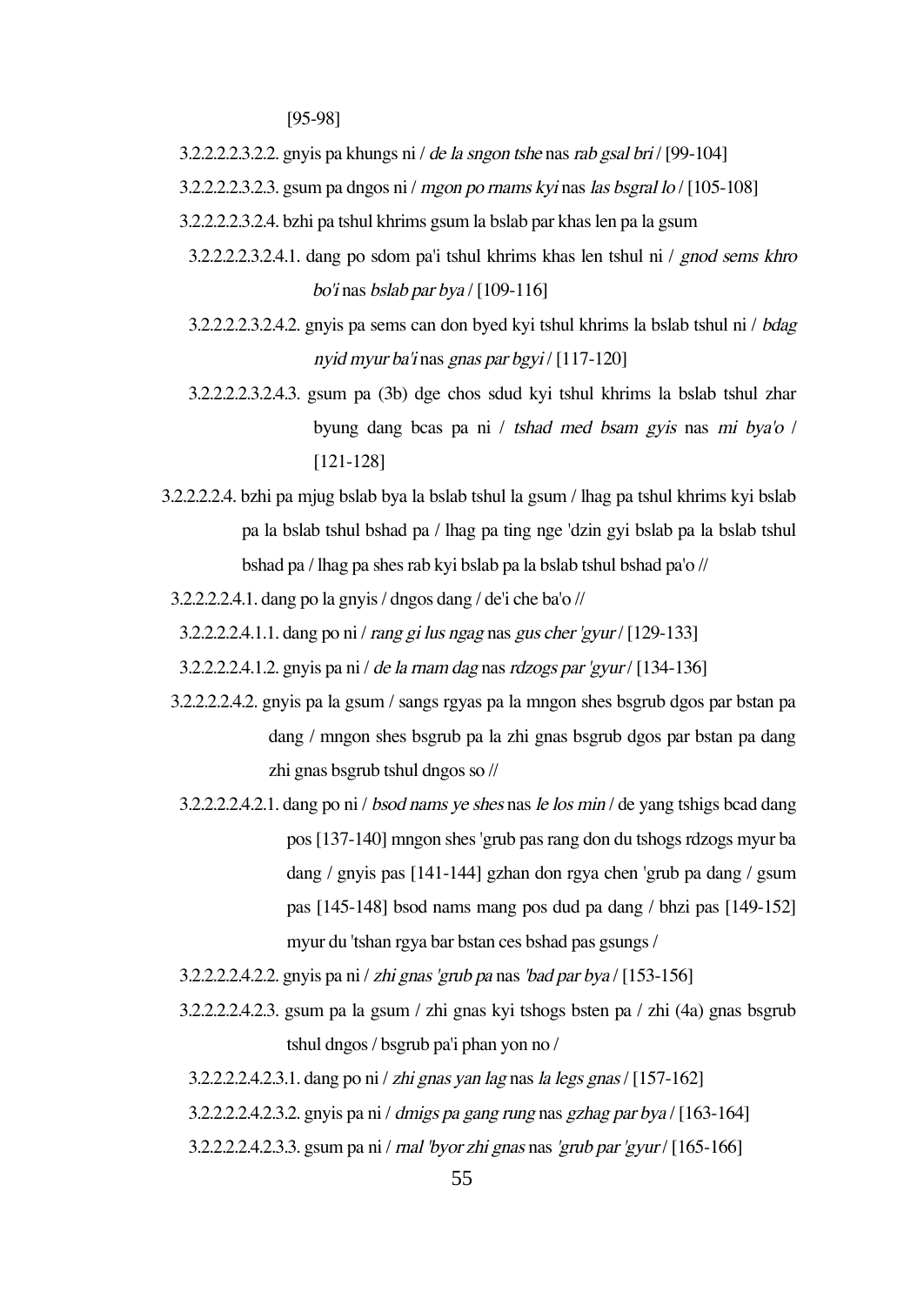[95-98]

3.2.2.2.2.3.2.2. gnyis pa khungs ni / *de la sngon tshe* nas *rab gsal bri* / [99-104]

3.2.2.2.2.3.2.3. gsum pa dngos ni / *mgon po rnams kyi* nas *las bsgral lo* / [105-108]

3.2.2.2.2.3.2.4. bzhi pa tshul khrims gsum la bslab par khas len pa la gsum

3.2.2.2.2.3.2.4.1. dang po sdom pa'i tshul khrims khas len tshul ni / *gnod sems khro bo'i* nas *bslab par bya* / [109-116]

3.2.2.2.2.3.2.4.2. gnyis pa sems can don byed kyi tshul khrims la bslab tshul ni / *bdag nyid myur ba'i* nas *gnas par bgyi* / [117-120]

3.2.2.2.2.3.2.4.3. gsum pa (3b) dge chos sdud kyi tshul khrims la bslab tshul zhar byung dang bcas pa ni / *tshad med bsam gyis* nas *mi bya'o* / [121-128]

3.2.2.2.2.4. bzhi pa mjug bslab bya la bslab tshul la gsum / lhag pa tshul khrims kyi bslab pa la bslab tshul bshad pa / lhag pa ting nge 'dzin gyi bslab pa la bslab tshul bshad pa / lhag pa shes rab kyi bslab pa la bslab tshul bshad pa'o //

3.2.2.2.2.4.1. dang po la gnyis / dngos dang / de'i che ba'o //

3.2.2.2.2.4.1.1. dang po ni / *rang gi lus ngag* nas *gus cher 'gyur* / [129-133]

3.2.2.2.2.4.1.2. gnyis pa ni / *de la rnam dag* nas *rdzogs par 'gyur* / [134-136]

3.2.2.2.2.4.2. gnyis pa la gsum / sangs rgyas pa la mngon shes bsgrub dgos par bstan pa dang / mngon shes bsgrub pa la zhi gnas bsgrub dgos par bstan pa dang zhi gnas bsgrub tshul dngos so //

3.2.2.2.2.4.2.1. dang po ni / *bsod nams ye shes* nas *le los min* / de yang tshigs bcad dang pos [137-140] mngon shes 'grub pas rang don du tshogs rdzogs myur ba dang / gnyis pas [141-144] gzhan don rgya chen 'grub pa dang / gsum pas [145-148] bsod nams mang pos dud pa dang / bhzi pas [149-152] myur du 'tshan rgya bar bstan ces bshad pas gsungs /

3.2.2.2.2.4.2.2. gnyis pa ni / *zhi gnas 'grub pa* nas *'bad par bya* / [153-156]

3.2.2.2.2.4.2.3. gsum pa la gsum / zhi gnas kyi tshogs bsten pa / zhi (4a) gnas bsgrub tshul dngos / bsgrub pa'i phan yon no /

3.2.2.2.2.4.2.3.1. dang po ni / *zhi gnas yan lag* nas *la legs gnas* / [157-162]

3.2.2.2.2.4.2.3.2. gnyis pa ni / *dmigs pa gang rung* nas *gzhag par bya* / [163-164]

3.2.2.2.2.4.2.3.3. gsum pa ni / *rnal 'byor zhi gnas* nas *'grub par 'gyur* / [165-166]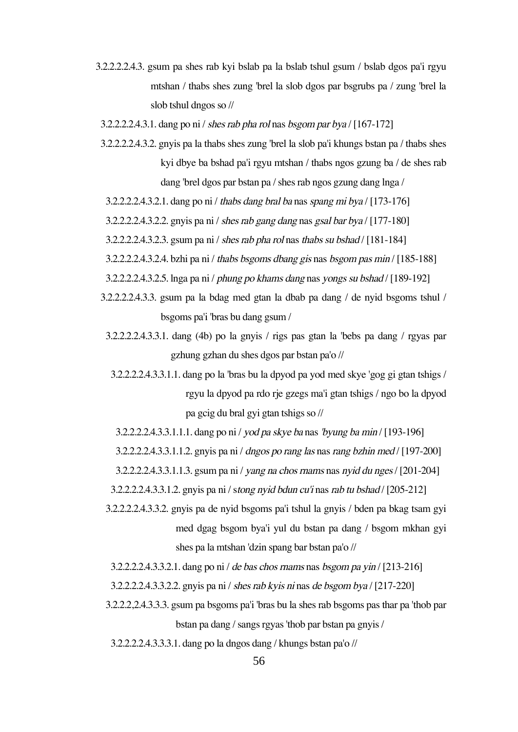3.2.2.2.2.4.3. gsum pa shes rab kyi bslab pa la bslab tshul gsum / bslab dgos pa'i rgyu mtshan / thabs shes zung 'brel la slob dgos par bsgrubs pa / zung 'brel la slob tshul dngos so //

3.2.2.2.2.4.3.1. dang po ni / *shes rab pha rol* nas *bsgom par bya* / [167-172]

3.2.2.2.2.4.3.2. gnyis pa la thabs shes zung 'brel la slob pa'i khungs bstan pa / thabs shes kyi dbye ba bshad pa'i rgyu mtshan / thabs ngos gzung ba / de shes rab dang 'brel dgos par bstan pa / shes rab ngos gzung dang lnga /

3.2.2.2.2.4.3.2.1. dang po ni / *thabs dang bral ba* nas *spang mi bya* / [173-176]

3.2.2.2.2.4.3.2.2. gnyis pa ni / *shes rab gang dang* nas *gsal bar bya* / [177-180]

3.2.2.2.2.4.3.2.3. gsum pa ni / *shes rab pha rol* nas *thabs su bshad* / [181-184]

3.2.2.2.2.4.3.2.4. bzhi pa ni / *thabs bsgoms dbang gis* nas *bsgom pas min* / [185-188]

3.2.2.2.2.4.3.2.5. lnga pa ni / *phung po khams dang* nas *yongs su bshad* / [189-192]

3.2.2.2.2.4.3.3. gsum pa la bdag med gtan la dbab pa dang / de nyid bsgoms tshul / bsgoms pa'i 'bras bu dang gsum /

3.2.2.2.2.4.3.3.1. dang (4b) po la gnyis / rigs pas gtan la 'bebs pa dang / rgyas par gzhung gzhan du shes dgos par bstan pa'o //

3.2.2.2.2.4.3.3.1.1. dang po la 'bras bu la dpyod pa yod med skye 'gog gi gtan tshigs / rgyu la dpyod pa rdo rje gzegs ma'i gtan tshigs / ngo bo la dpyod pa gcig du bral gyi gtan tshigs so //

3.2.2.2.2.4.3.3.1.1.1. dang po ni / *yod pa skye ba* nas *'byung ba min* / [193-196]

3.2.2.2.2.4.3.3.1.1.2. gnyis pa ni / *dngos po rang las* nas *rang bzhin med* / [197-200]

3.2.2.2.2.4.3.3.1.1.3. gsum pa ni / *yang na chos rnams* nas *nyid du nges* / [201-204]

3.2.2.2.2.4.3.3.1.2. gnyis pa ni / s*tong nyid bdun cu'i* nas *rab tu bshad* / [205-212]

3.2.2.2.2.4.3.3.2. gnyis pa de nyid bsgoms pa'i tshul la gnyis / bden pa bkag tsam gyi med dgag bsgom bya'i yul du bstan pa dang / bsgom mkhan gyi shes pa la mtshan 'dzin spang bar bstan pa'o //

3.2.2.2.2.4.3.3.2.1. dang po ni / *de bas chos rnams* nas *bsgom pa yin* / [213-216]

3.2.2.2.2.4.3.3.2.2. gnyis pa ni / *shes rab kyis ni* nas *de bsgom bya* / [217-220]

3.2.2.2,2.4.3.3.3. gsum pa bsgoms pa'i 'bras bu la shes rab bsgoms pas thar pa 'thob par bstan pa dang / sangs rgyas 'thob par bstan pa gnyis /

3.2.2.2.2.4.3.3.3.1. dang po la dngos dang / khungs bstan pa'o //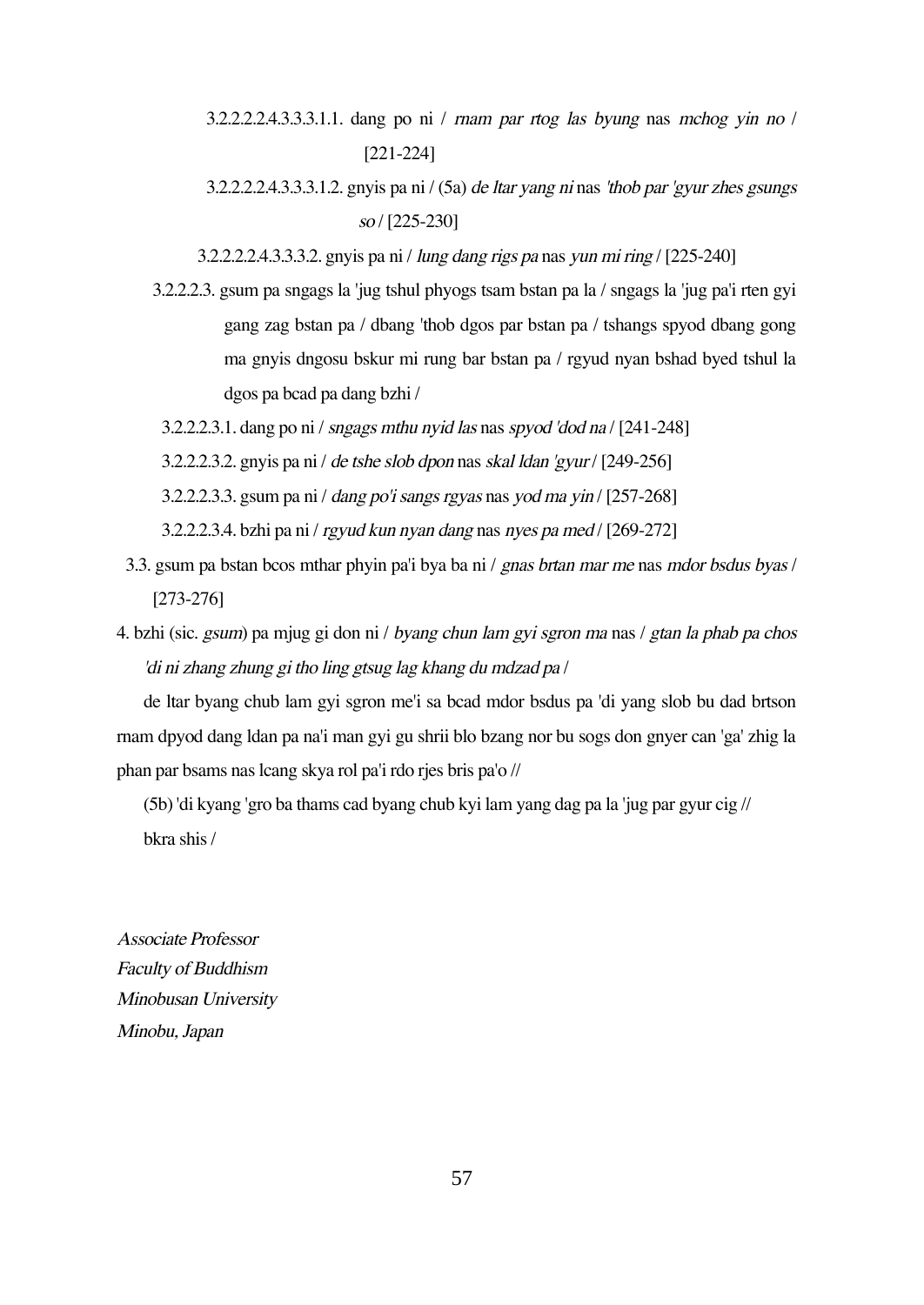3.2.2.2.2.4.3.3.3.1.1. dang po ni / *rnam par rtog las byung* nas *mchog yin no* / [221-224]

3.2.2.2.2.4.3.3.3.1.2. gnyis pa ni / (5a) *de ltar yang ni* nas *'thob par 'gyur zhes gsungs so* / [225-230]

3.2.2.2.2.4.3.3.3.2. gnyis pa ni / *lung dang rigs pa* nas *yun mi ring* / [225-240]

3.2.2.2.3. gsum pa sngags la 'jug tshul phyogs tsam bstan pa la / sngags la 'jug pa'i rten gyi gang zag bstan pa / dbang 'thob dgos par bstan pa / tshangs spyod dbang gong ma gnyis dngosu bskur mi rung bar bstan pa / rgyud nyan bshad byed tshul la dgos pa bcad pa dang bzhi /

3.2.2.2.3.1. dang po ni / *sngags mthu nyid las* nas *spyod 'dod na* / [241-248]

3.2.2.2.3.2. gnyis pa ni / *de tshe slob dpon* nas *skal ldan 'gyur* / [249-256]

3.2.2.2.3.3. gsum pa ni / *dang po'i sangs rgyas* nas *yod ma yin* / [257-268]

3.2.2.2.3.4. bzhi pa ni / *rgyud kun nyan dang* nas *nyes pa med* / [269-272]

3.3. gsum pa bstan bcos mthar phyin pa'i bya ba ni / *gnas brtan mar me* nas *mdor bsdus byas* / [273-276]

4. bzhi (sic. *gsum*) pa mjug gi don ni / *byang chun lam gyi sgron ma* nas / *gtan la phab pa chos 'di ni zhang zhung gi tho ling gtsug lag khang du mdzad pa* /

de ltar byang chub lam gyi sgron me'i sa bcad mdor bsdus pa 'di yang slob bu dad brtson rnam dpyod dang ldan pa na'i man gyi gu shrii blo bzang nor bu sogs don gnyer can 'ga' zhig la phan par bsams nas lcang skya rol pa'i rdo rjes bris pa'o //

(5b) 'di kyang 'gro ba thams cad byang chub kyi lam yang dag pa la 'jug par gyur cig //

bkra shis /

*Associate Professor*
*Faculty of Buddhism*
*Minobusan University*
*Minobu, Japan*